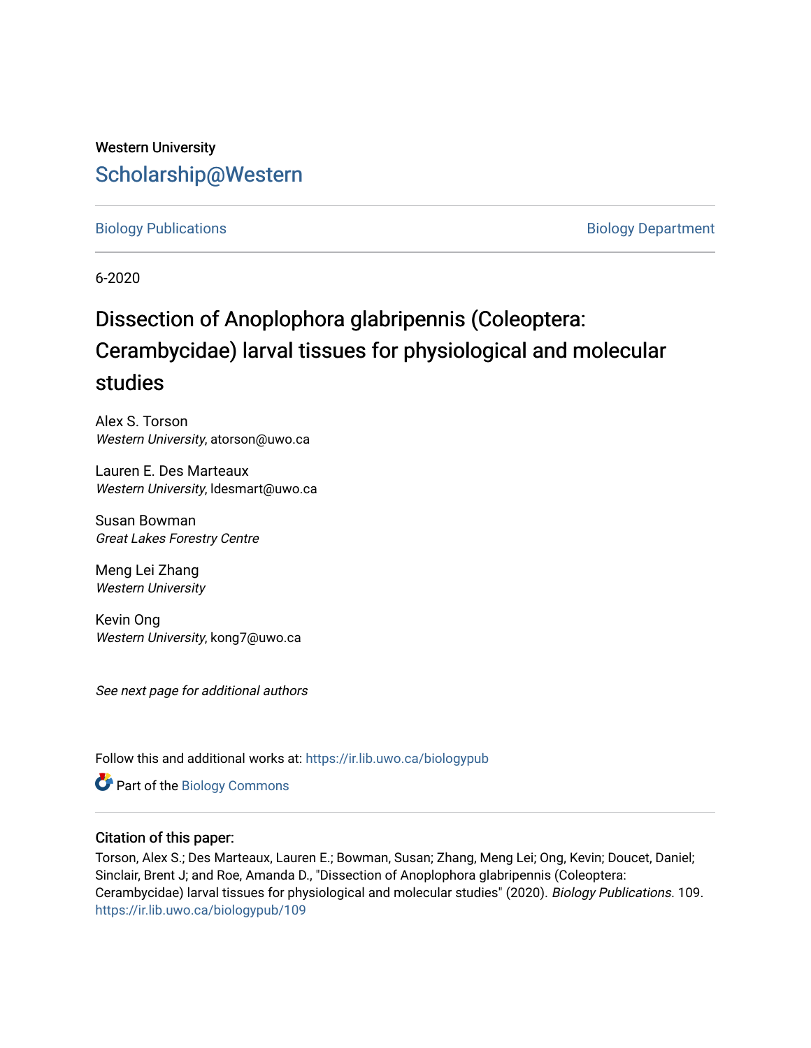Western University

# Scholarship@Western

Biology Publications

Biology Department

6-2020

# Dissection of Anoplophora glabripennis (Coleoptera: Cerambycidae) larval tissues for physiological and molecular studies

Alex S. Torson
*Western University*, atorson@uwo.ca

Lauren E. Des Marteaux
*Western University*, ldesmart@uwo.ca

Susan Bowman
*Great Lakes Forestry Centre*

Meng Lei Zhang
*Western University*

Kevin Ong
*Western University*, kong7@uwo.ca

*See next page for additional authors*

Follow this and additional works at: https://ir.lib.uwo.ca/biologypub

Part of the Biology Commons

## Citation of this paper:

Torson, Alex S.; Des Marteaux, Lauren E.; Bowman, Susan; Zhang, Meng Lei; Ong, Kevin; Doucet, Daniel; Sinclair, Brent J; and Roe, Amanda D., "Dissection of Anoplophora glabripennis (Coleoptera: Cerambycidae) larval tissues for physiological and molecular studies" (2020). *Biology Publications*. 109.
https://ir.lib.uwo.ca/biologypub/109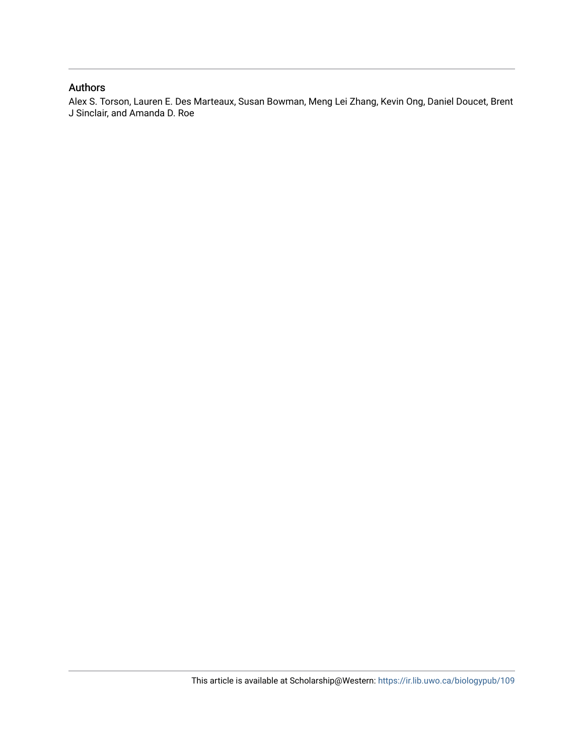## Authors

Alex S. Torson, Lauren E. Des Marteaux, Susan Bowman, Meng Lei Zhang, Kevin Ong, Daniel Doucet, Brent J Sinclair, and Amanda D. Roe

This article is available at Scholarship@Western: https://ir.lib.uwo.ca/biologypub/109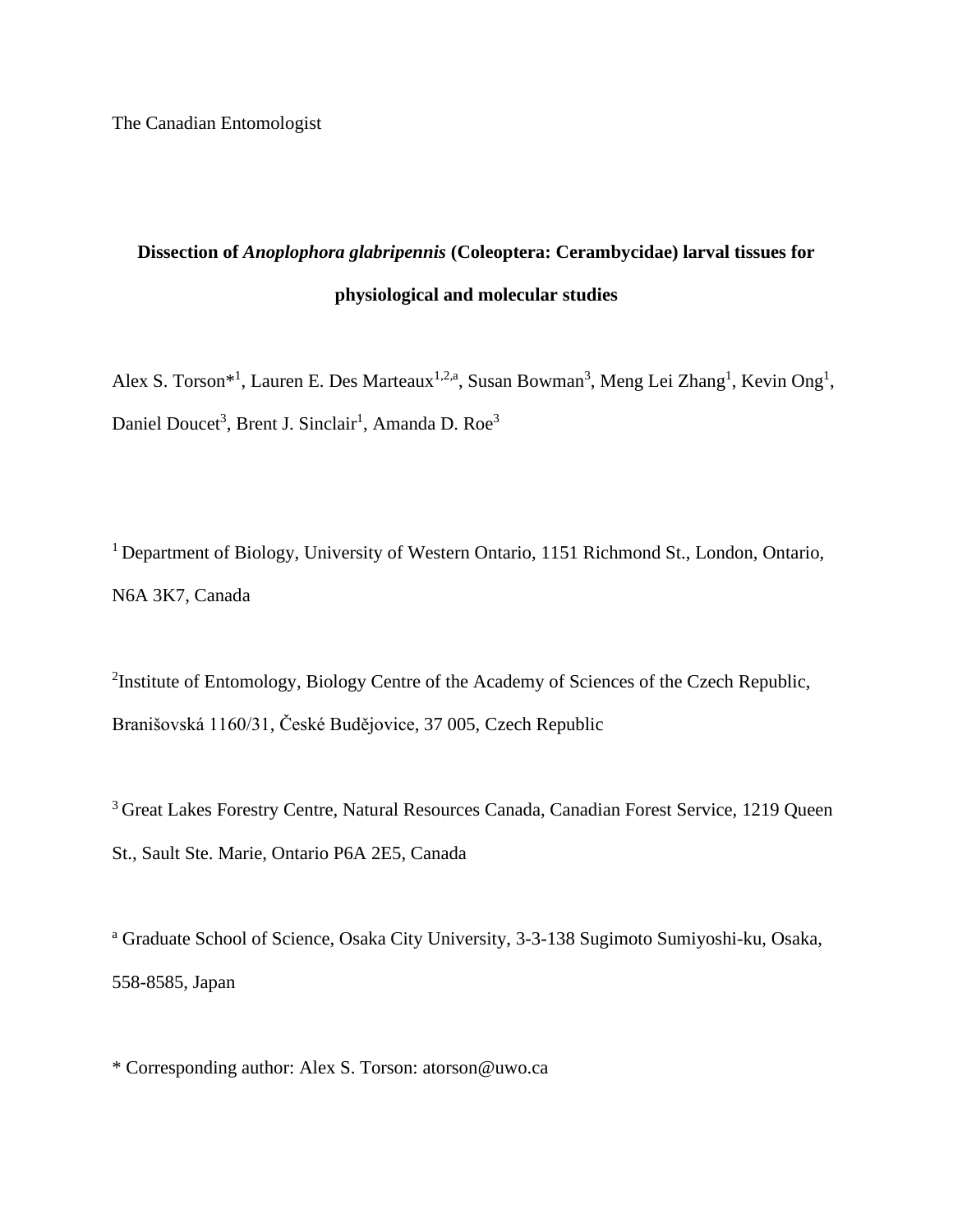The Canadian Entomologist

# Dissection of *Anoplophora glabripennis* (Coleoptera: Cerambycidae) larval tissues for physiological and molecular studies

Alex S. Torson*[1], Lauren E. Des Marteaux[1,2,a], Susan Bowman[3], Meng Lei Zhang[1], Kevin Ong[1], Daniel Doucet[3], Brent J. Sinclair[1], Amanda D. Roe[3]

[1] Department of Biology, University of Western Ontario, 1151 Richmond St., London, Ontario, N6A 3K7, Canada

[2] Institute of Entomology, Biology Centre of the Academy of Sciences of the Czech Republic, Branišovská 1160/31, České Budějovice, 37 005, Czech Republic

[3] Great Lakes Forestry Centre, Natural Resources Canada, Canadian Forest Service, 1219 Queen St., Sault Ste. Marie, Ontario P6A 2E5, Canada

[a] Graduate School of Science, Osaka City University, 3-3-138 Sugimoto Sumiyoshi-ku, Osaka, 558-8585, Japan

\* Corresponding author: Alex S. Torson: atorson@uwo.ca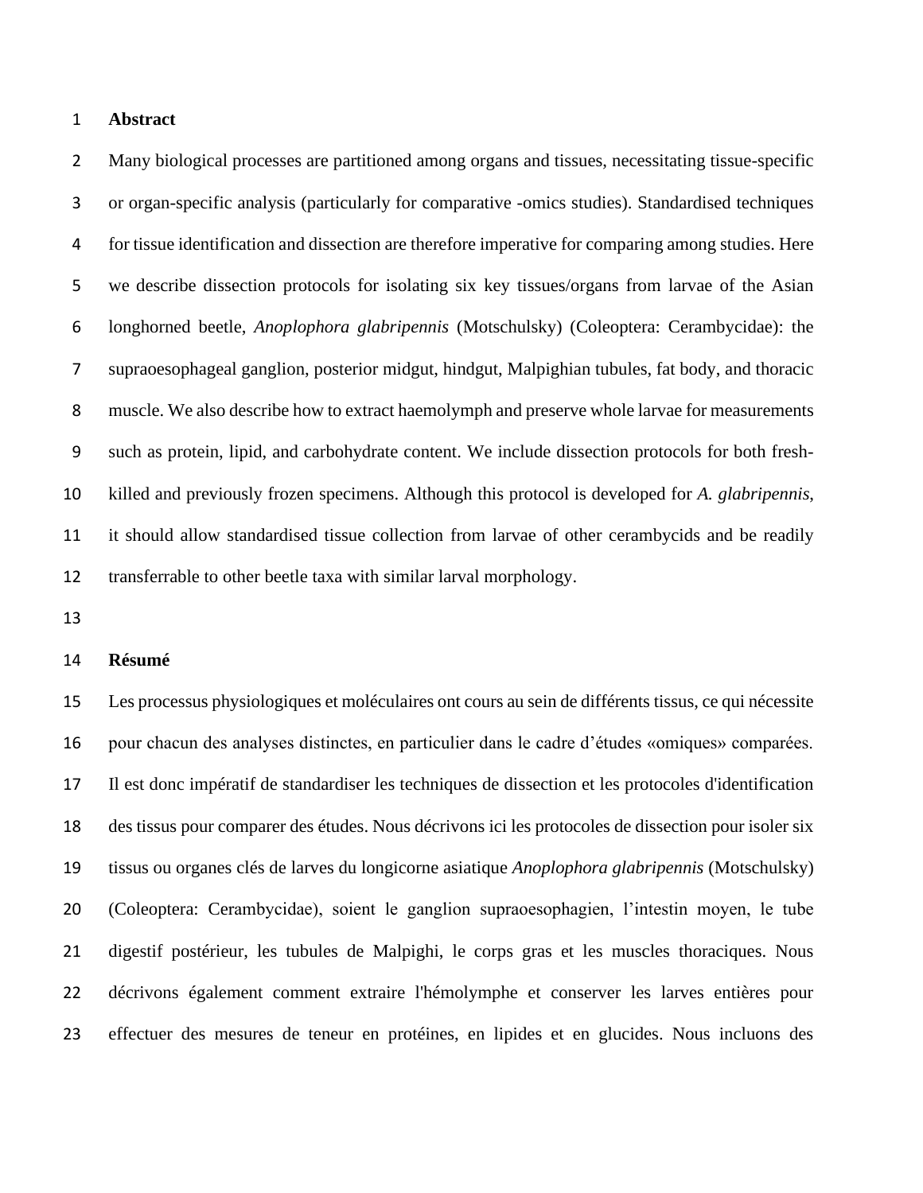## Abstract

Many biological processes are partitioned among organs and tissues, necessitating tissue-specific or organ-specific analysis (particularly for comparative -omics studies). Standardised techniques for tissue identification and dissection are therefore imperative for comparing among studies. Here we describe dissection protocols for isolating six key tissues/organs from larvae of the Asian longhorned beetle, *Anoplophora glabripennis* (Motschulsky) (Coleoptera: Cerambycidae): the supraoesophageal ganglion, posterior midgut, hindgut, Malpighian tubules, fat body, and thoracic muscle. We also describe how to extract haemolymph and preserve whole larvae for measurements such as protein, lipid, and carbohydrate content. We include dissection protocols for both fresh-killed and previously frozen specimens. Although this protocol is developed for *A. glabripennis*, it should allow standardised tissue collection from larvae of other cerambycids and be readily transferrable to other beetle taxa with similar larval morphology.

## Résumé

Les processus physiologiques et moléculaires ont cours au sein de différents tissus, ce qui nécessite pour chacun des analyses distinctes, en particulier dans le cadre d'études «omiques» comparées. Il est donc impératif de standardiser les techniques de dissection et les protocoles d'identification des tissus pour comparer des études. Nous décrivons ici les protocoles de dissection pour isoler six tissus ou organes clés de larves du longicorne asiatique *Anoplophora glabripennis* (Motschulsky) (Coleoptera: Cerambycidae), soient le ganglion supraoesophagien, l'intestin moyen, le tube digestif postérieur, les tubules de Malpighi, le corps gras et les muscles thoraciques. Nous décrivons également comment extraire l'hémolymphe et conserver les larves entières pour effectuer des mesures de teneur en protéines, en lipides et en glucides. Nous incluons des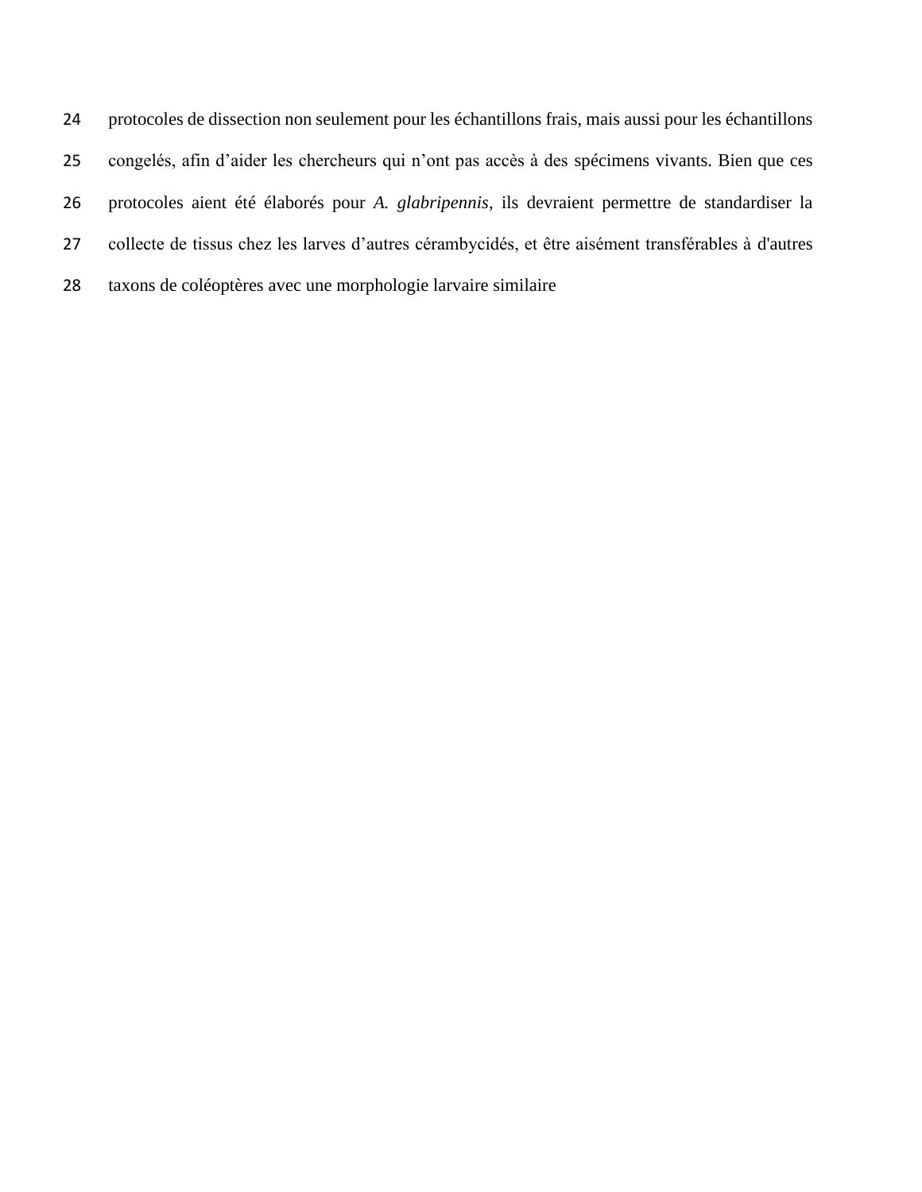protocoles de dissection non seulement pour les échantillons frais, mais aussi pour les échantillons congelés, afin d’aider les chercheurs qui n’ont pas accès à des spécimens vivants. Bien que ces protocoles aient été élaborés pour *A. glabripennis*, ils devraient permettre de standardiser la collecte de tissus chez les larves d’autres cérambycidés, et être aisément transférables à d'autres taxons de coléoptères avec une morphologie larvaire similaire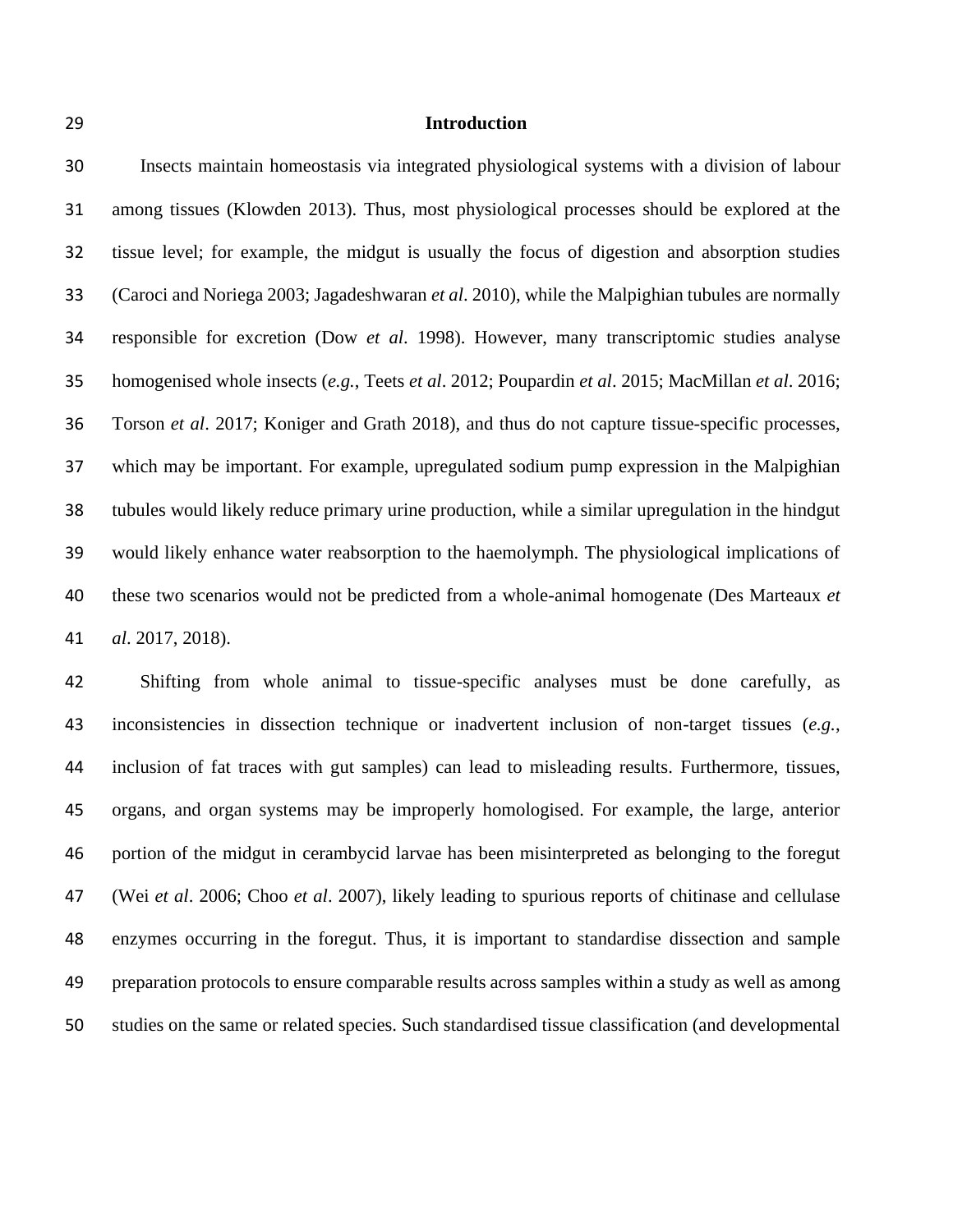## Introduction

Insects maintain homeostasis via integrated physiological systems with a division of labour among tissues (Klowden 2013). Thus, most physiological processes should be explored at the tissue level; for example, the midgut is usually the focus of digestion and absorption studies (Caroci and Noriega 2003; Jagadeshwaran *et al*. 2010), while the Malpighian tubules are normally responsible for excretion (Dow *et al*. 1998). However, many transcriptomic studies analyse homogenised whole insects (*e.g.*, Teets *et al*. 2012; Poupardin *et al*. 2015; MacMillan *et al*. 2016; Torson *et al*. 2017; Koniger and Grath 2018), and thus do not capture tissue-specific processes, which may be important. For example, upregulated sodium pump expression in the Malpighian tubules would likely reduce primary urine production, while a similar upregulation in the hindgut would likely enhance water reabsorption to the haemolymph. The physiological implications of these two scenarios would not be predicted from a whole-animal homogenate (Des Marteaux *et al*. 2017, 2018).

Shifting from whole animal to tissue-specific analyses must be done carefully, as inconsistencies in dissection technique or inadvertent inclusion of non-target tissues (*e.g.*, inclusion of fat traces with gut samples) can lead to misleading results. Furthermore, tissues, organs, and organ systems may be improperly homologised. For example, the large, anterior portion of the midgut in cerambycid larvae has been misinterpreted as belonging to the foregut (Wei *et al*. 2006; Choo *et al*. 2007), likely leading to spurious reports of chitinase and cellulase enzymes occurring in the foregut. Thus, it is important to standardise dissection and sample preparation protocols to ensure comparable results across samples within a study as well as among studies on the same or related species. Such standardised tissue classification (and developmental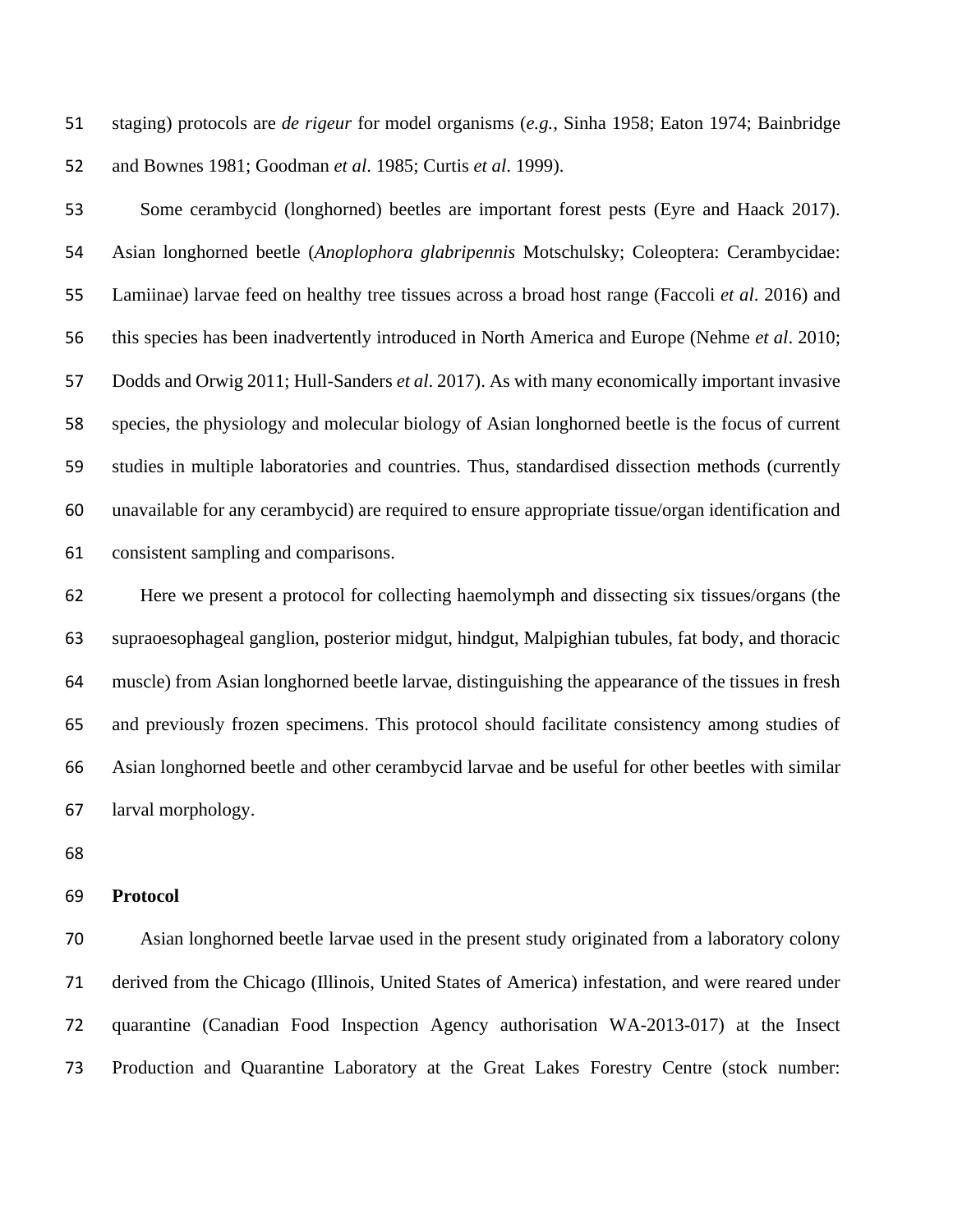staging) protocols are *de rigeur* for model organisms (*e.g.*, Sinha 1958; Eaton 1974; Bainbridge and Bownes 1981; Goodman *et al*. 1985; Curtis *et al*. 1999).

Some cerambycid (longhorned) beetles are important forest pests (Eyre and Haack 2017). Asian longhorned beetle (*Anoplophora glabripennis* Motschulsky; Coleoptera: Cerambycidae: Lamiinae) larvae feed on healthy tree tissues across a broad host range (Faccoli *et al*. 2016) and this species has been inadvertently introduced in North America and Europe (Nehme *et al*. 2010; Dodds and Orwig 2011; Hull-Sanders *et al*. 2017). As with many economically important invasive species, the physiology and molecular biology of Asian longhorned beetle is the focus of current studies in multiple laboratories and countries. Thus, standardised dissection methods (currently unavailable for any cerambycid) are required to ensure appropriate tissue/organ identification and consistent sampling and comparisons.

Here we present a protocol for collecting haemolymph and dissecting six tissues/organs (the supraoesophageal ganglion, posterior midgut, hindgut, Malpighian tubules, fat body, and thoracic muscle) from Asian longhorned beetle larvae, distinguishing the appearance of the tissues in fresh and previously frozen specimens. This protocol should facilitate consistency among studies of Asian longhorned beetle and other cerambycid larvae and be useful for other beetles with similar larval morphology.

## Protocol

Asian longhorned beetle larvae used in the present study originated from a laboratory colony derived from the Chicago (Illinois, United States of America) infestation, and were reared under quarantine (Canadian Food Inspection Agency authorisation WA-2013-017) at the Insect Production and Quarantine Laboratory at the Great Lakes Forestry Centre (stock number: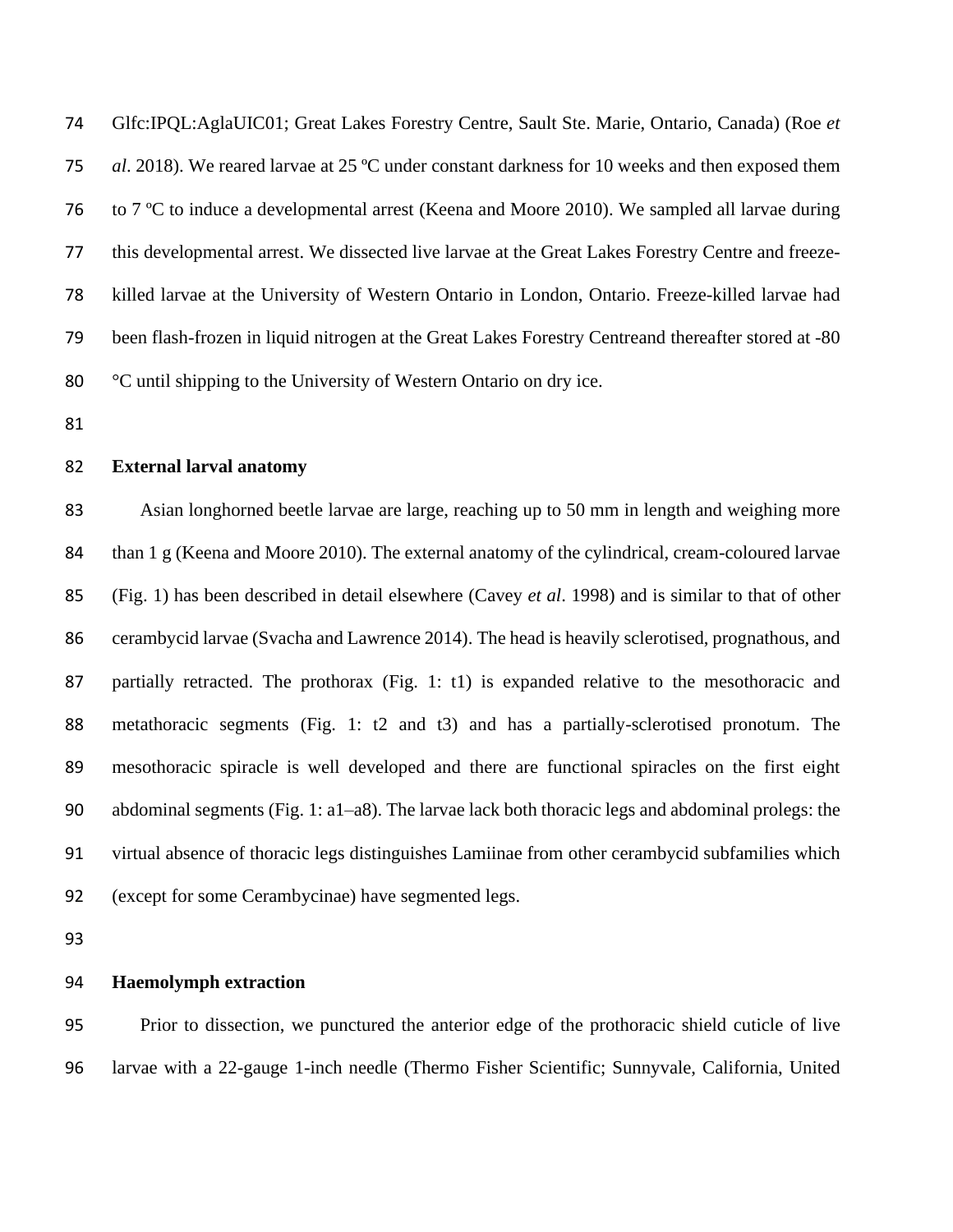Glfc:IPQL:AglaUIC01; Great Lakes Forestry Centre, Sault Ste. Marie, Ontario, Canada) (Roe *et al*. 2018). We reared larvae at 25 ºC under constant darkness for 10 weeks and then exposed them to 7 ºC to induce a developmental arrest (Keena and Moore 2010). We sampled all larvae during this developmental arrest. We dissected live larvae at the Great Lakes Forestry Centre and freeze-killed larvae at the University of Western Ontario in London, Ontario. Freeze-killed larvae had been flash-frozen in liquid nitrogen at the Great Lakes Forestry Centreand thereafter stored at -80 °C until shipping to the University of Western Ontario on dry ice.

**External larval anatomy**

Asian longhorned beetle larvae are large, reaching up to 50 mm in length and weighing more than 1 g (Keena and Moore 2010). The external anatomy of the cylindrical, cream-coloured larvae (Fig. 1) has been described in detail elsewhere (Cavey *et al*. 1998) and is similar to that of other cerambycid larvae (Svacha and Lawrence 2014). The head is heavily sclerotised, prognathous, and partially retracted. The prothorax (Fig. 1: t1) is expanded relative to the mesothoracic and metathoracic segments (Fig. 1: t2 and t3) and has a partially-sclerotised pronotum. The mesothoracic spiracle is well developed and there are functional spiracles on the first eight abdominal segments (Fig. 1: a1–a8). The larvae lack both thoracic legs and abdominal prolegs: the virtual absence of thoracic legs distinguishes Lamiinae from other cerambycid subfamilies which (except for some Cerambycinae) have segmented legs.

**Haemolymph extraction**

Prior to dissection, we punctured the anterior edge of the prothoracic shield cuticle of live larvae with a 22-gauge 1-inch needle (Thermo Fisher Scientific; Sunnyvale, California, United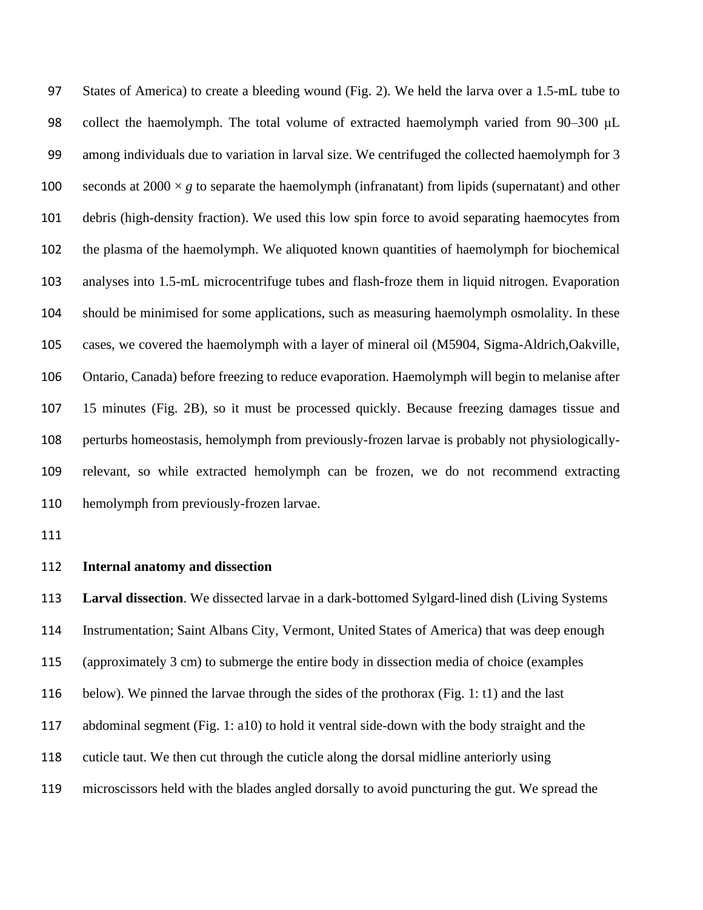States of America) to create a bleeding wound (Fig. 2). We held the larva over a 1.5-mL tube to collect the haemolymph. The total volume of extracted haemolymph varied from 90–300 μL among individuals due to variation in larval size. We centrifuged the collected haemolymph for 3 seconds at 2000 × *g* to separate the haemolymph (infranatant) from lipids (supernatant) and other debris (high-density fraction). We used this low spin force to avoid separating haemocytes from the plasma of the haemolymph. We aliquoted known quantities of haemolymph for biochemical analyses into 1.5-mL microcentrifuge tubes and flash-froze them in liquid nitrogen. Evaporation should be minimised for some applications, such as measuring haemolymph osmolality. In these cases, we covered the haemolymph with a layer of mineral oil (M5904, Sigma-Aldrich,Oakville, Ontario, Canada) before freezing to reduce evaporation. Haemolymph will begin to melanise after 15 minutes (Fig. 2B), so it must be processed quickly. Because freezing damages tissue and perturbs homeostasis, hemolymph from previously-frozen larvae is probably not physiologically-relevant, so while extracted hemolymph can be frozen, we do not recommend extracting hemolymph from previously-frozen larvae.

**Internal anatomy and dissection**

**Larval dissection**. We dissected larvae in a dark-bottomed Sylgard-lined dish (Living Systems Instrumentation; Saint Albans City, Vermont, United States of America) that was deep enough (approximately 3 cm) to submerge the entire body in dissection media of choice (examples below). We pinned the larvae through the sides of the prothorax (Fig. 1: t1) and the last abdominal segment (Fig. 1: a10) to hold it ventral side-down with the body straight and the cuticle taut. We then cut through the cuticle along the dorsal midline anteriorly using microscissors held with the blades angled dorsally to avoid puncturing the gut. We spread the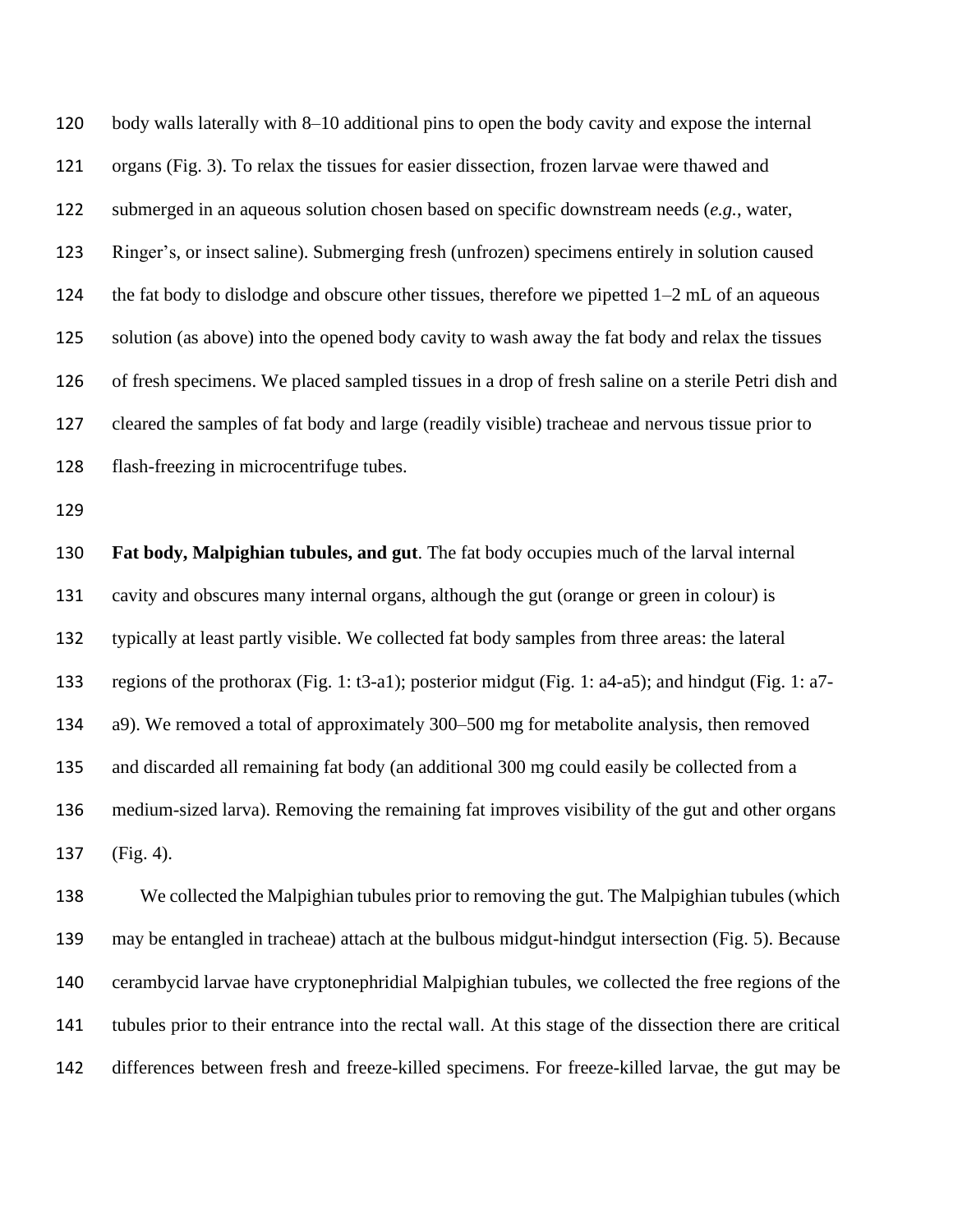body walls laterally with 8–10 additional pins to open the body cavity and expose the internal organs (Fig. 3). To relax the tissues for easier dissection, frozen larvae were thawed and submerged in an aqueous solution chosen based on specific downstream needs (*e.g.*, water, Ringer's, or insect saline). Submerging fresh (unfrozen) specimens entirely in solution caused the fat body to dislodge and obscure other tissues, therefore we pipetted 1–2 mL of an aqueous solution (as above) into the opened body cavity to wash away the fat body and relax the tissues of fresh specimens. We placed sampled tissues in a drop of fresh saline on a sterile Petri dish and cleared the samples of fat body and large (readily visible) tracheae and nervous tissue prior to flash-freezing in microcentrifuge tubes.

**Fat body, Malpighian tubules, and gut**. The fat body occupies much of the larval internal cavity and obscures many internal organs, although the gut (orange or green in colour) is typically at least partly visible. We collected fat body samples from three areas: the lateral regions of the prothorax (Fig. 1: t3-a1); posterior midgut (Fig. 1: a4-a5); and hindgut (Fig. 1: a7-a9). We removed a total of approximately 300–500 mg for metabolite analysis, then removed and discarded all remaining fat body (an additional 300 mg could easily be collected from a medium-sized larva). Removing the remaining fat improves visibility of the gut and other organs (Fig. 4).

We collected the Malpighian tubules prior to removing the gut. The Malpighian tubules (which may be entangled in tracheae) attach at the bulbous midgut-hindgut intersection (Fig. 5). Because cerambycid larvae have cryptonephridial Malpighian tubules, we collected the free regions of the tubules prior to their entrance into the rectal wall. At this stage of the dissection there are critical differences between fresh and freeze-killed specimens. For freeze-killed larvae, the gut may be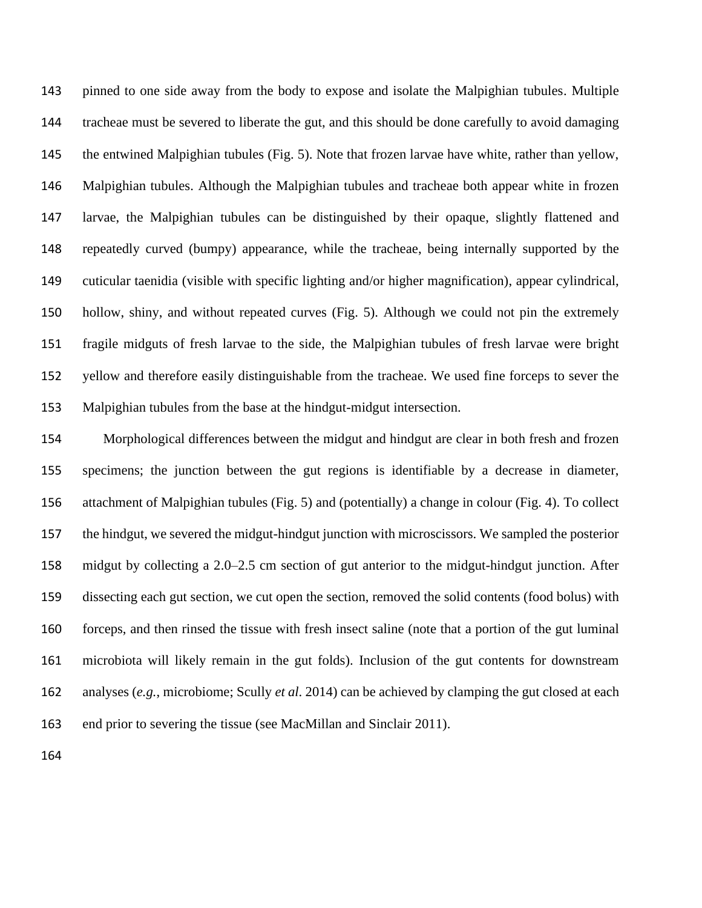pinned to one side away from the body to expose and isolate the Malpighian tubules. Multiple tracheae must be severed to liberate the gut, and this should be done carefully to avoid damaging the entwined Malpighian tubules (Fig. 5). Note that frozen larvae have white, rather than yellow, Malpighian tubules. Although the Malpighian tubules and tracheae both appear white in frozen larvae, the Malpighian tubules can be distinguished by their opaque, slightly flattened and repeatedly curved (bumpy) appearance, while the tracheae, being internally supported by the cuticular taenidia (visible with specific lighting and/or higher magnification), appear cylindrical, hollow, shiny, and without repeated curves (Fig. 5). Although we could not pin the extremely fragile midguts of fresh larvae to the side, the Malpighian tubules of fresh larvae were bright yellow and therefore easily distinguishable from the tracheae. We used fine forceps to sever the Malpighian tubules from the base at the hindgut-midgut intersection.

Morphological differences between the midgut and hindgut are clear in both fresh and frozen specimens; the junction between the gut regions is identifiable by a decrease in diameter, attachment of Malpighian tubules (Fig. 5) and (potentially) a change in colour (Fig. 4). To collect the hindgut, we severed the midgut-hindgut junction with microscissors. We sampled the posterior midgut by collecting a 2.0–2.5 cm section of gut anterior to the midgut-hindgut junction. After dissecting each gut section, we cut open the section, removed the solid contents (food bolus) with forceps, and then rinsed the tissue with fresh insect saline (note that a portion of the gut luminal microbiota will likely remain in the gut folds). Inclusion of the gut contents for downstream analyses (*e.g.*, microbiome; Scully *et al*. 2014) can be achieved by clamping the gut closed at each end prior to severing the tissue (see MacMillan and Sinclair 2011).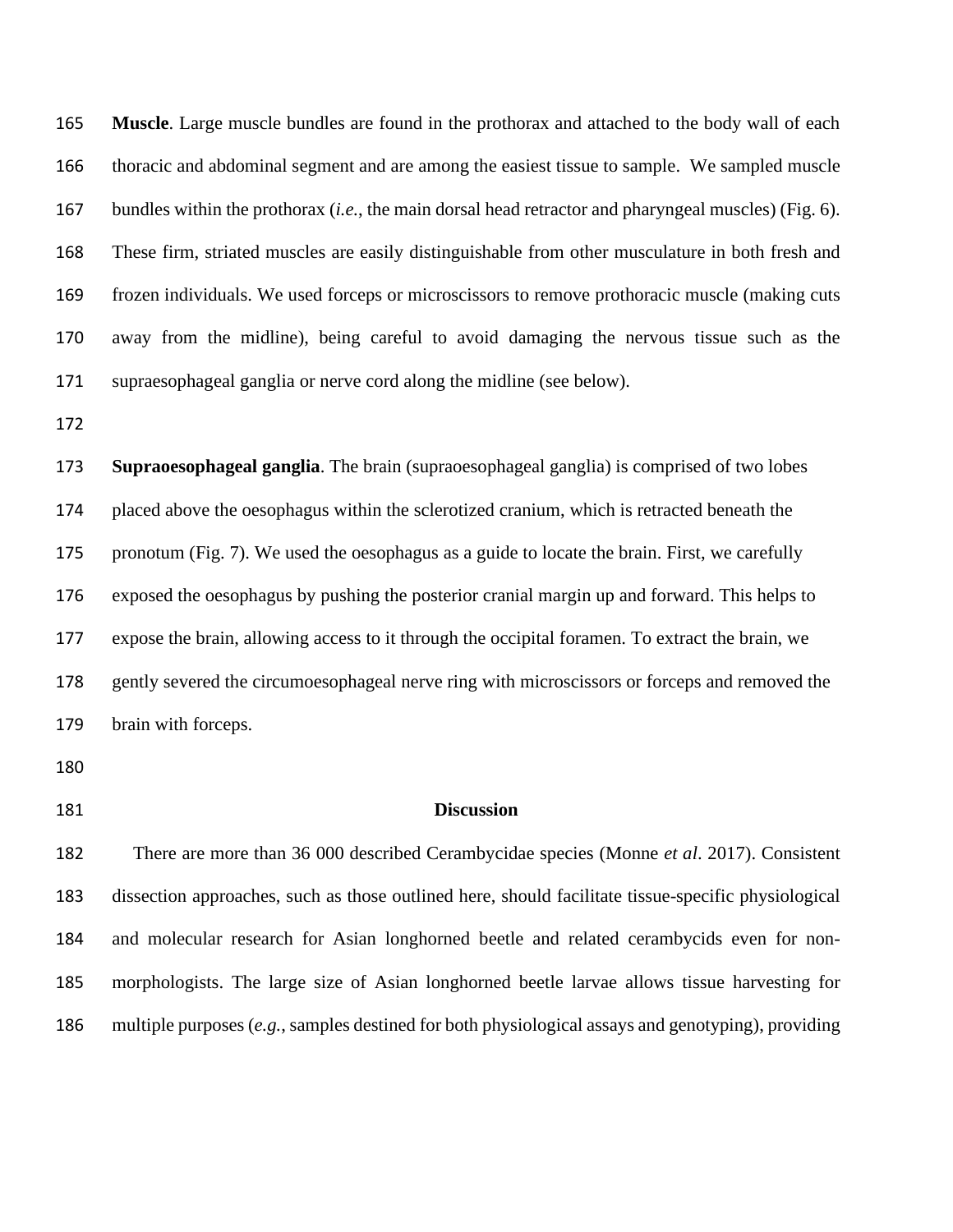**Muscle**. Large muscle bundles are found in the prothorax and attached to the body wall of each thoracic and abdominal segment and are among the easiest tissue to sample. We sampled muscle bundles within the prothorax (*i.e.*, the main dorsal head retractor and pharyngeal muscles) (Fig. 6). These firm, striated muscles are easily distinguishable from other musculature in both fresh and frozen individuals. We used forceps or microscissors to remove prothoracic muscle (making cuts away from the midline), being careful to avoid damaging the nervous tissue such as the supraesophageal ganglia or nerve cord along the midline (see below).

**Supraoesophageal ganglia**. The brain (supraoesophageal ganglia) is comprised of two lobes placed above the oesophagus within the sclerotized cranium, which is retracted beneath the pronotum (Fig. 7). We used the oesophagus as a guide to locate the brain. First, we carefully exposed the oesophagus by pushing the posterior cranial margin up and forward. This helps to expose the brain, allowing access to it through the occipital foramen. To extract the brain, we gently severed the circumoesophageal nerve ring with microscissors or forceps and removed the brain with forceps.

## Discussion

There are more than 36 000 described Cerambycidae species (Monne *et al*. 2017). Consistent dissection approaches, such as those outlined here, should facilitate tissue-specific physiological and molecular research for Asian longhorned beetle and related cerambycids even for non-morphologists. The large size of Asian longhorned beetle larvae allows tissue harvesting for multiple purposes (*e.g.*, samples destined for both physiological assays and genotyping), providing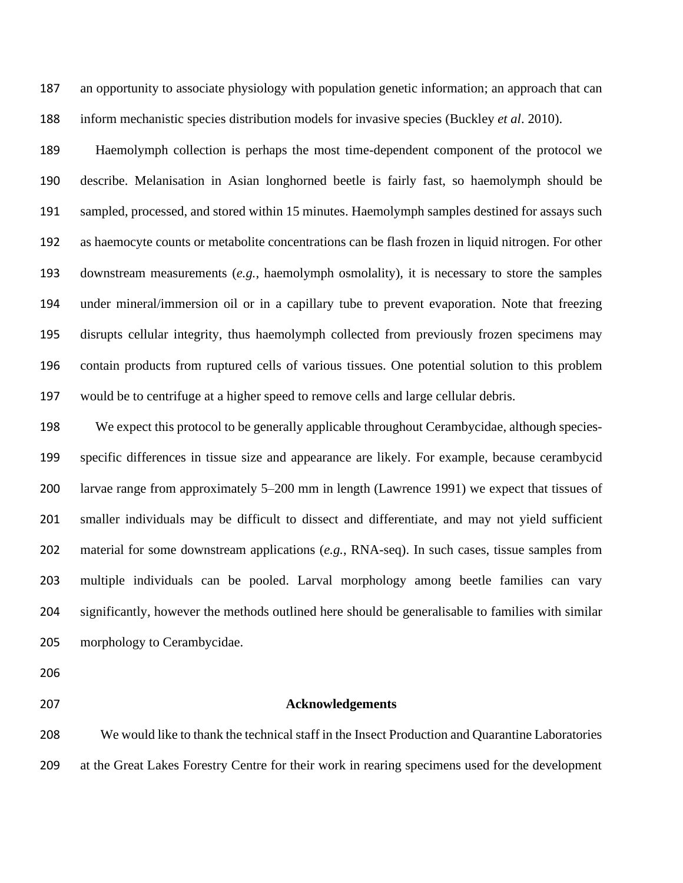an opportunity to associate physiology with population genetic information; an approach that can inform mechanistic species distribution models for invasive species (Buckley *et al*. 2010).

Haemolymph collection is perhaps the most time-dependent component of the protocol we describe. Melanisation in Asian longhorned beetle is fairly fast, so haemolymph should be sampled, processed, and stored within 15 minutes. Haemolymph samples destined for assays such as haemocyte counts or metabolite concentrations can be flash frozen in liquid nitrogen. For other downstream measurements (*e.g.*, haemolymph osmolality), it is necessary to store the samples under mineral/immersion oil or in a capillary tube to prevent evaporation. Note that freezing disrupts cellular integrity, thus haemolymph collected from previously frozen specimens may contain products from ruptured cells of various tissues. One potential solution to this problem would be to centrifuge at a higher speed to remove cells and large cellular debris.

We expect this protocol to be generally applicable throughout Cerambycidae, although species-specific differences in tissue size and appearance are likely. For example, because cerambycid larvae range from approximately 5–200 mm in length (Lawrence 1991) we expect that tissues of smaller individuals may be difficult to dissect and differentiate, and may not yield sufficient material for some downstream applications (*e.g.*, RNA-seq). In such cases, tissue samples from multiple individuals can be pooled. Larval morphology among beetle families can vary significantly, however the methods outlined here should be generalisable to families with similar morphology to Cerambycidae.

## Acknowledgements

We would like to thank the technical staff in the Insect Production and Quarantine Laboratories at the Great Lakes Forestry Centre for their work in rearing specimens used for the development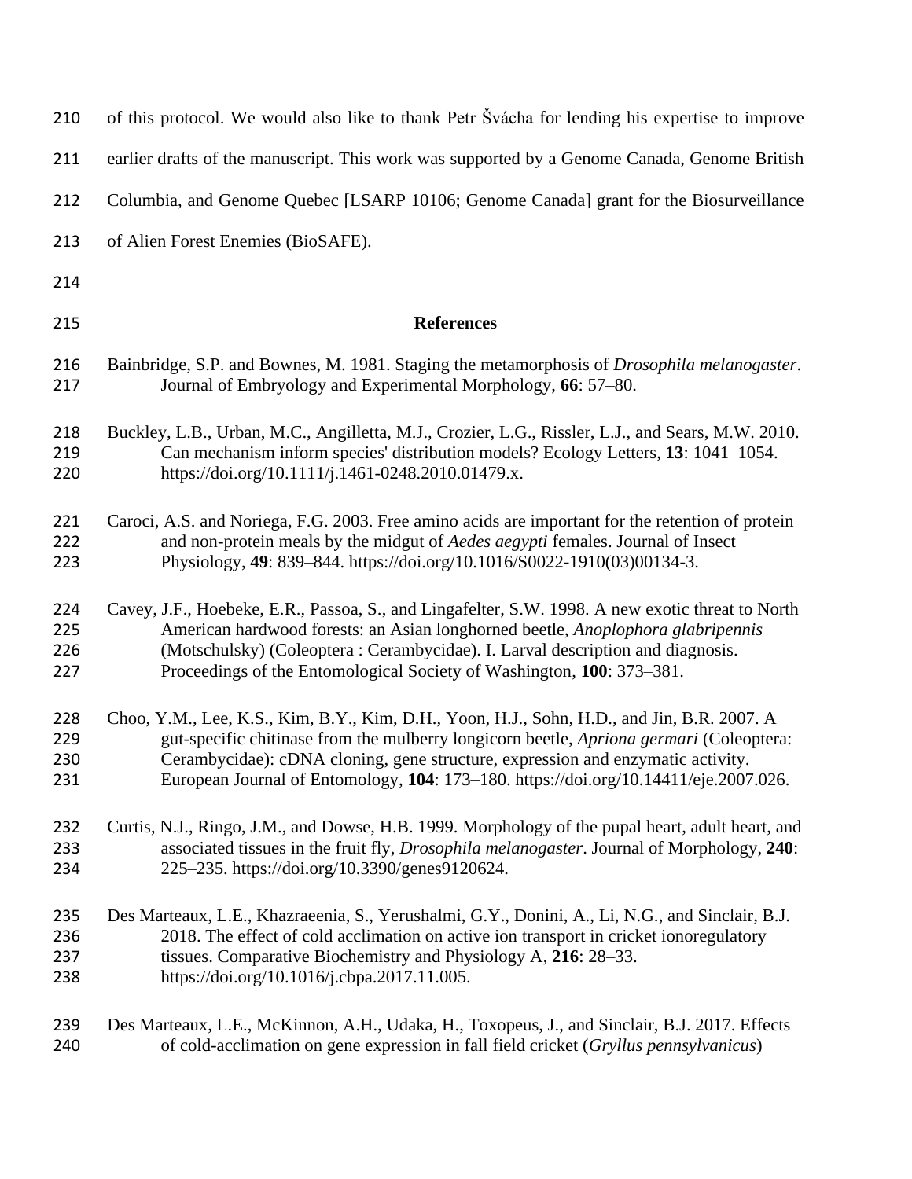of this protocol. We would also like to thank Petr Švácha for lending his expertise to improve earlier drafts of the manuscript. This work was supported by a Genome Canada, Genome British Columbia, and Genome Quebec [LSARP 10106; Genome Canada] grant for the Biosurveillance of Alien Forest Enemies (BioSAFE).

## References

Bainbridge, S.P. and Bownes, M. 1981. Staging the metamorphosis of *Drosophila melanogaster*. Journal of Embryology and Experimental Morphology, **66**: 57–80.

Buckley, L.B., Urban, M.C., Angilletta, M.J., Crozier, L.G., Rissler, L.J., and Sears, M.W. 2010. Can mechanism inform species' distribution models? Ecology Letters, **13**: 1041–1054. https://doi.org/10.1111/j.1461-0248.2010.01479.x.

Caroci, A.S. and Noriega, F.G. 2003. Free amino acids are important for the retention of protein and non-protein meals by the midgut of *Aedes aegypti* females. Journal of Insect Physiology, **49**: 839–844. https://doi.org/10.1016/S0022-1910(03)00134-3.

Cavey, J.F., Hoebeke, E.R., Passoa, S., and Lingafelter, S.W. 1998. A new exotic threat to North American hardwood forests: an Asian longhorned beetle, *Anoplophora glabripennis* (Motschulsky) (Coleoptera : Cerambycidae). I. Larval description and diagnosis. Proceedings of the Entomological Society of Washington, **100**: 373–381.

Choo, Y.M., Lee, K.S., Kim, B.Y., Kim, D.H., Yoon, H.J., Sohn, H.D., and Jin, B.R. 2007. A gut-specific chitinase from the mulberry longicorn beetle, *Apriona germari* (Coleoptera: Cerambycidae): cDNA cloning, gene structure, expression and enzymatic activity. European Journal of Entomology, **104**: 173–180. https://doi.org/10.14411/eje.2007.026.

Curtis, N.J., Ringo, J.M., and Dowse, H.B. 1999. Morphology of the pupal heart, adult heart, and associated tissues in the fruit fly, *Drosophila melanogaster*. Journal of Morphology, **240**: 225–235. https://doi.org/10.3390/genes9120624.

Des Marteaux, L.E., Khazraeenia, S., Yerushalmi, G.Y., Donini, A., Li, N.G., and Sinclair, B.J. 2018. The effect of cold acclimation on active ion transport in cricket ionoregulatory tissues. Comparative Biochemistry and Physiology A, **216**: 28–33. https://doi.org/10.1016/j.cbpa.2017.11.005.

Des Marteaux, L.E., McKinnon, A.H., Udaka, H., Toxopeus, J., and Sinclair, B.J. 2017. Effects of cold-acclimation on gene expression in fall field cricket (*Gryllus pennsylvanicus*)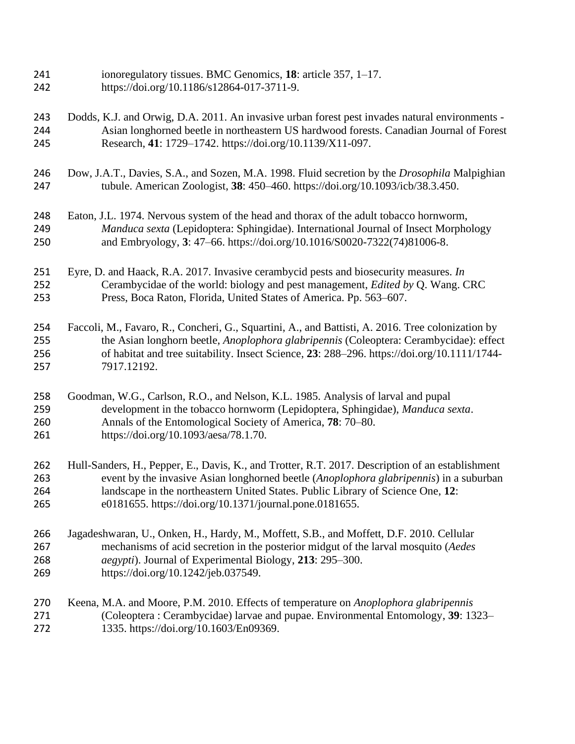ionoregulatory tissues. BMC Genomics, **18**: article 357, 1–17. https://doi.org/10.1186/s12864-017-3711-9.

Dodds, K.J. and Orwig, D.A. 2011. An invasive urban forest pest invades natural environments - Asian longhorned beetle in northeastern US hardwood forests. Canadian Journal of Forest Research, **41**: 1729–1742. https://doi.org/10.1139/X11-097.

Dow, J.A.T., Davies, S.A., and Sozen, M.A. 1998. Fluid secretion by the *Drosophila* Malpighian tubule. American Zoologist, **38**: 450–460. https://doi.org/10.1093/icb/38.3.450.

Eaton, J.L. 1974. Nervous system of the head and thorax of the adult tobacco hornworm, *Manduca sexta* (Lepidoptera: Sphingidae). International Journal of Insect Morphology and Embryology, **3**: 47–66. https://doi.org/10.1016/S0020-7322(74)81006-8.

Eyre, D. and Haack, R.A. 2017. Invasive cerambycid pests and biosecurity measures. *In* Cerambycidae of the world: biology and pest management, *Edited by* Q. Wang. CRC Press, Boca Raton, Florida, United States of America. Pp. 563–607.

Faccoli, M., Favaro, R., Concheri, G., Squartini, A., and Battisti, A. 2016. Tree colonization by the Asian longhorn beetle, *Anoplophora glabripennis* (Coleoptera: Cerambycidae): effect of habitat and tree suitability. Insect Science, **23**: 288–296. https://doi.org/10.1111/1744-7917.12192.

Goodman, W.G., Carlson, R.O., and Nelson, K.L. 1985. Analysis of larval and pupal development in the tobacco hornworm (Lepidoptera, Sphingidae), *Manduca sexta*. Annals of the Entomological Society of America, **78**: 70–80. https://doi.org/10.1093/aesa/78.1.70.

Hull-Sanders, H., Pepper, E., Davis, K., and Trotter, R.T. 2017. Description of an establishment event by the invasive Asian longhorned beetle (*Anoplophora glabripennis*) in a suburban landscape in the northeastern United States. Public Library of Science One, **12**: e0181655. https://doi.org/10.1371/journal.pone.0181655.

Jagadeshwaran, U., Onken, H., Hardy, M., Moffett, S.B., and Moffett, D.F. 2010. Cellular mechanisms of acid secretion in the posterior midgut of the larval mosquito (*Aedes aegypti*). Journal of Experimental Biology, **213**: 295–300. https://doi.org/10.1242/jeb.037549.

Keena, M.A. and Moore, P.M. 2010. Effects of temperature on *Anoplophora glabripennis* (Coleoptera : Cerambycidae) larvae and pupae. Environmental Entomology, **39**: 1323–1335. https://doi.org/10.1603/En09369.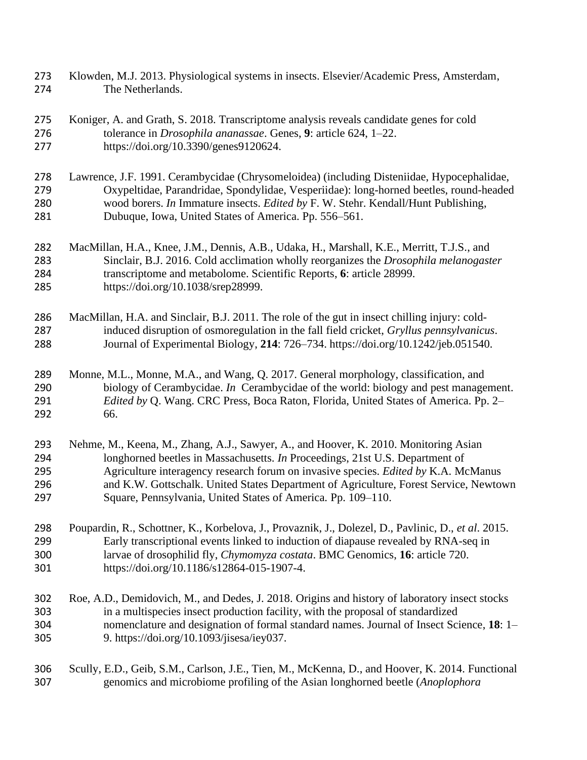Klowden, M.J. 2013. Physiological systems in insects. Elsevier/Academic Press, Amsterdam, The Netherlands.

Koniger, A. and Grath, S. 2018. Transcriptome analysis reveals candidate genes for cold tolerance in *Drosophila ananassae*. Genes, **9**: article 624, 1–22. https://doi.org/10.3390/genes9120624.

Lawrence, J.F. 1991. Cerambycidae (Chrysomeloidea) (including Disteniidae, Hypocephalidae, Oxypeltidae, Parandridae, Spondylidae, Vesperiidae): long-horned beetles, round-headed wood borers. *In* Immature insects. *Edited by* F. W. Stehr. Kendall/Hunt Publishing, Dubuque, Iowa, United States of America. Pp. 556–561.

MacMillan, H.A., Knee, J.M., Dennis, A.B., Udaka, H., Marshall, K.E., Merritt, T.J.S., and Sinclair, B.J. 2016. Cold acclimation wholly reorganizes the *Drosophila melanogaster* transcriptome and metabolome. Scientific Reports, **6**: article 28999. https://doi.org/10.1038/srep28999.

MacMillan, H.A. and Sinclair, B.J. 2011. The role of the gut in insect chilling injury: cold-induced disruption of osmoregulation in the fall field cricket, *Gryllus pennsylvanicus*. Journal of Experimental Biology, **214**: 726–734. https://doi.org/10.1242/jeb.051540.

Monne, M.L., Monne, M.A., and Wang, Q. 2017. General morphology, classification, and biology of Cerambycidae. *In* Cerambycidae of the world: biology and pest management. *Edited by* Q. Wang. CRC Press, Boca Raton, Florida, United States of America. Pp. 2–66.

Nehme, M., Keena, M., Zhang, A.J., Sawyer, A., and Hoover, K. 2010. Monitoring Asian longhorned beetles in Massachusetts. *In* Proceedings, 21st U.S. Department of Agriculture interagency research forum on invasive species. *Edited by* K.A. McManus and K.W. Gottschalk. United States Department of Agriculture, Forest Service, Newtown Square, Pennsylvania, United States of America. Pp. 109–110.

Poupardin, R., Schottner, K., Korbelova, J., Provaznik, J., Dolezel, D., Pavlinic, D., *et al*. 2015. Early transcriptional events linked to induction of diapause revealed by RNA-seq in larvae of drosophilid fly, *Chymomyza costata*. BMC Genomics, **16**: article 720. https://doi.org/10.1186/s12864-015-1907-4.

Roe, A.D., Demidovich, M., and Dedes, J. 2018. Origins and history of laboratory insect stocks in a multispecies insect production facility, with the proposal of standardized nomenclature and designation of formal standard names. Journal of Insect Science, **18**: 1–9. https://doi.org/10.1093/jisesa/iey037.

Scully, E.D., Geib, S.M., Carlson, J.E., Tien, M., McKenna, D., and Hoover, K. 2014. Functional genomics and microbiome profiling of the Asian longhorned beetle (*Anoplophora*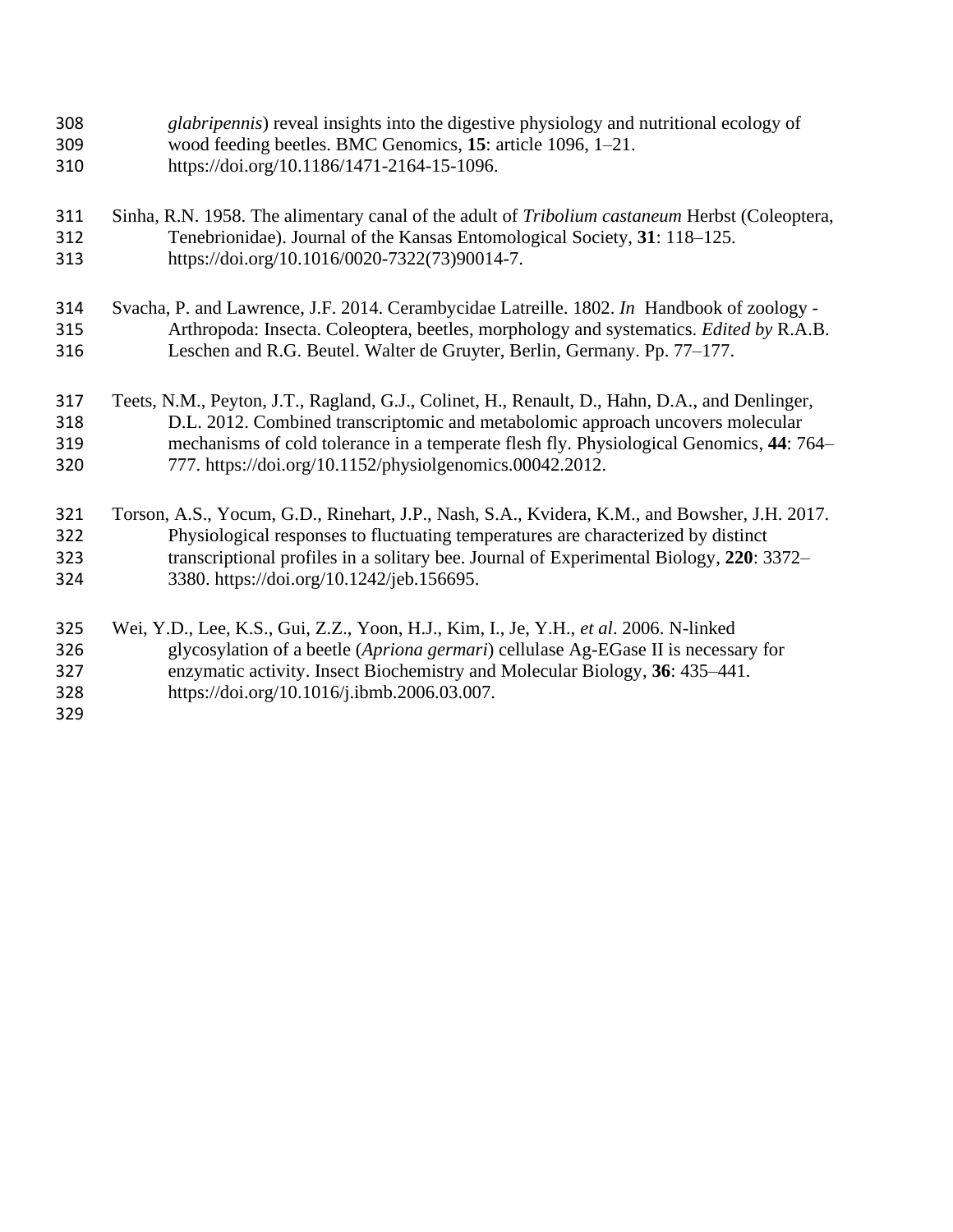*glabripennis*) reveal insights into the digestive physiology and nutritional ecology of wood feeding beetles. BMC Genomics, **15**: article 1096, 1–21. https://doi.org/10.1186/1471-2164-15-1096.

Sinha, R.N. 1958. The alimentary canal of the adult of *Tribolium castaneum* Herbst (Coleoptera, Tenebrionidae). Journal of the Kansas Entomological Society, **31**: 118–125. https://doi.org/10.1016/0020-7322(73)90014-7.

Svacha, P. and Lawrence, J.F. 2014. Cerambycidae Latreille. 1802. *In* Handbook of zoology - Arthropoda: Insecta. Coleoptera, beetles, morphology and systematics. *Edited by* R.A.B. Leschen and R.G. Beutel. Walter de Gruyter, Berlin, Germany. Pp. 77–177.

Teets, N.M., Peyton, J.T., Ragland, G.J., Colinet, H., Renault, D., Hahn, D.A., and Denlinger, D.L. 2012. Combined transcriptomic and metabolomic approach uncovers molecular mechanisms of cold tolerance in a temperate flesh fly. Physiological Genomics, **44**: 764–777. https://doi.org/10.1152/physiolgenomics.00042.2012.

Torson, A.S., Yocum, G.D., Rinehart, J.P., Nash, S.A., Kvidera, K.M., and Bowsher, J.H. 2017. Physiological responses to fluctuating temperatures are characterized by distinct transcriptional profiles in a solitary bee. Journal of Experimental Biology, **220**: 3372–3380. https://doi.org/10.1242/jeb.156695.

Wei, Y.D., Lee, K.S., Gui, Z.Z., Yoon, H.J., Kim, I., Je, Y.H., *et al*. 2006. N-linked glycosylation of a beetle (*Apriona germari*) cellulase Ag-EGase II is necessary for enzymatic activity. Insect Biochemistry and Molecular Biology, **36**: 435–441. https://doi.org/10.1016/j.ibmb.2006.03.007.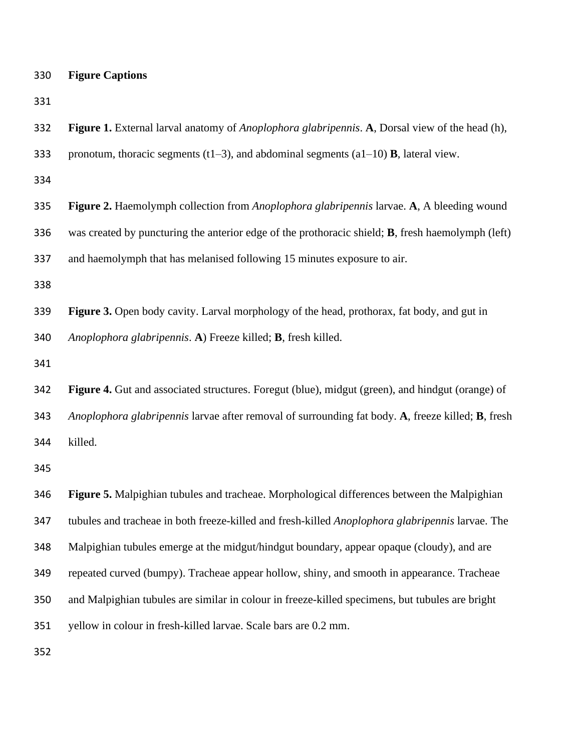## Figure Captions

**Figure 1.** External larval anatomy of *Anoplophora glabripennis*. **A**, Dorsal view of the head (h), pronotum, thoracic segments (t1–3), and abdominal segments (a1–10) **B**, lateral view.

**Figure 2.** Haemolymph collection from *Anoplophora glabripennis* larvae. **A**, A bleeding wound was created by puncturing the anterior edge of the prothoracic shield; **B**, fresh haemolymph (left) and haemolymph that has melanised following 15 minutes exposure to air.

**Figure 3.** Open body cavity. Larval morphology of the head, prothorax, fat body, and gut in *Anoplophora glabripennis*. **A**) Freeze killed; **B**, fresh killed.

**Figure 4.** Gut and associated structures. Foregut (blue), midgut (green), and hindgut (orange) of *Anoplophora glabripennis* larvae after removal of surrounding fat body. **A**, freeze killed; **B**, fresh killed.

**Figure 5.** Malpighian tubules and tracheae. Morphological differences between the Malpighian tubules and tracheae in both freeze-killed and fresh-killed *Anoplophora glabripennis* larvae. The Malpighian tubules emerge at the midgut/hindgut boundary, appear opaque (cloudy), and are repeated curved (bumpy). Tracheae appear hollow, shiny, and smooth in appearance. Tracheae and Malpighian tubules are similar in colour in freeze-killed specimens, but tubules are bright yellow in colour in fresh-killed larvae. Scale bars are 0.2 mm.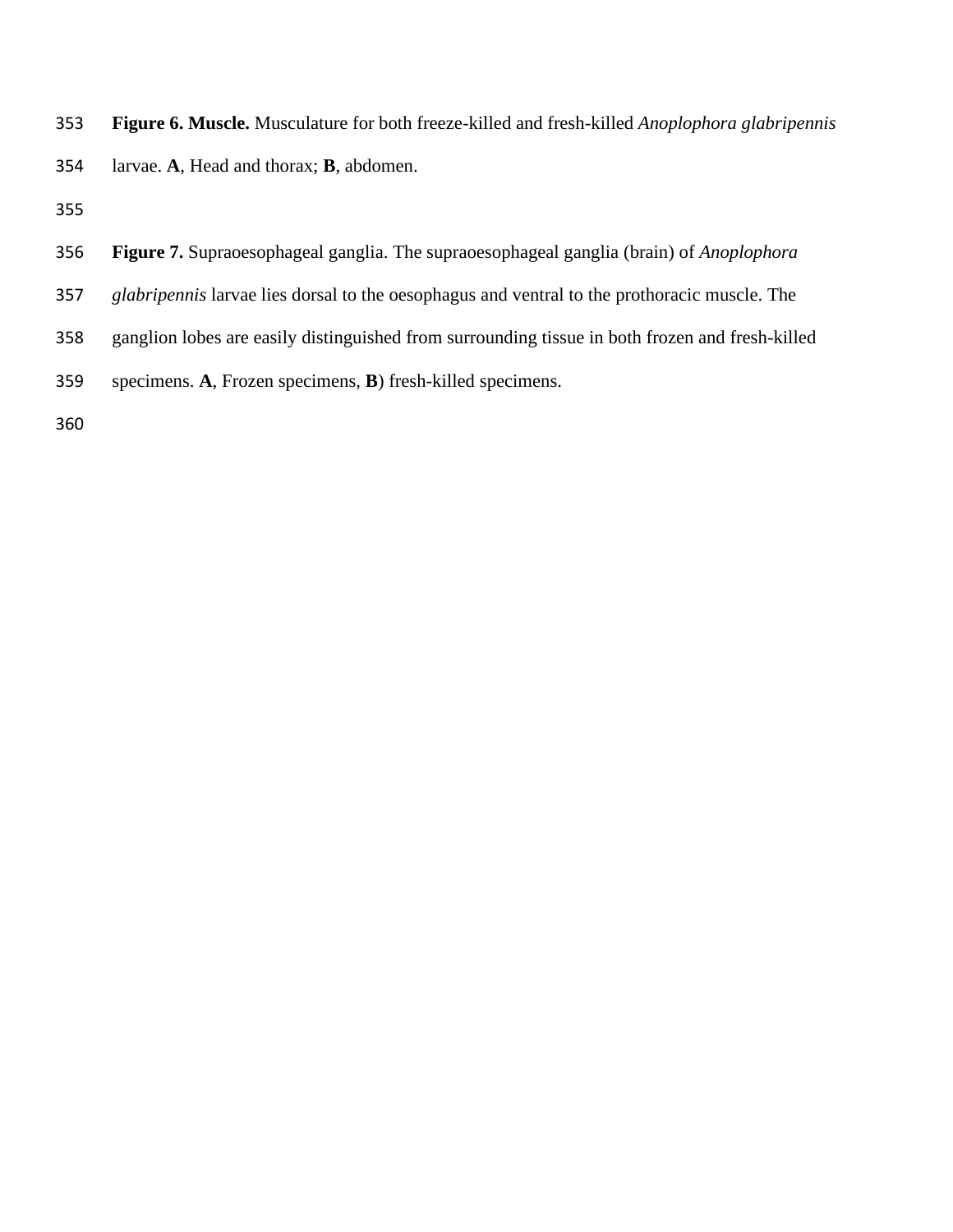**Figure 6. Muscle.** Musculature for both freeze-killed and fresh-killed *Anoplophora glabripennis* larvae. **A**, Head and thorax; **B**, abdomen.

**Figure 7.** Supraoesophageal ganglia. The supraoesophageal ganglia (brain) of *Anoplophora glabripennis* larvae lies dorsal to the oesophagus and ventral to the prothoracic muscle. The ganglion lobes are easily distinguished from surrounding tissue in both frozen and fresh-killed specimens. **A**, Frozen specimens, **B**) fresh-killed specimens.